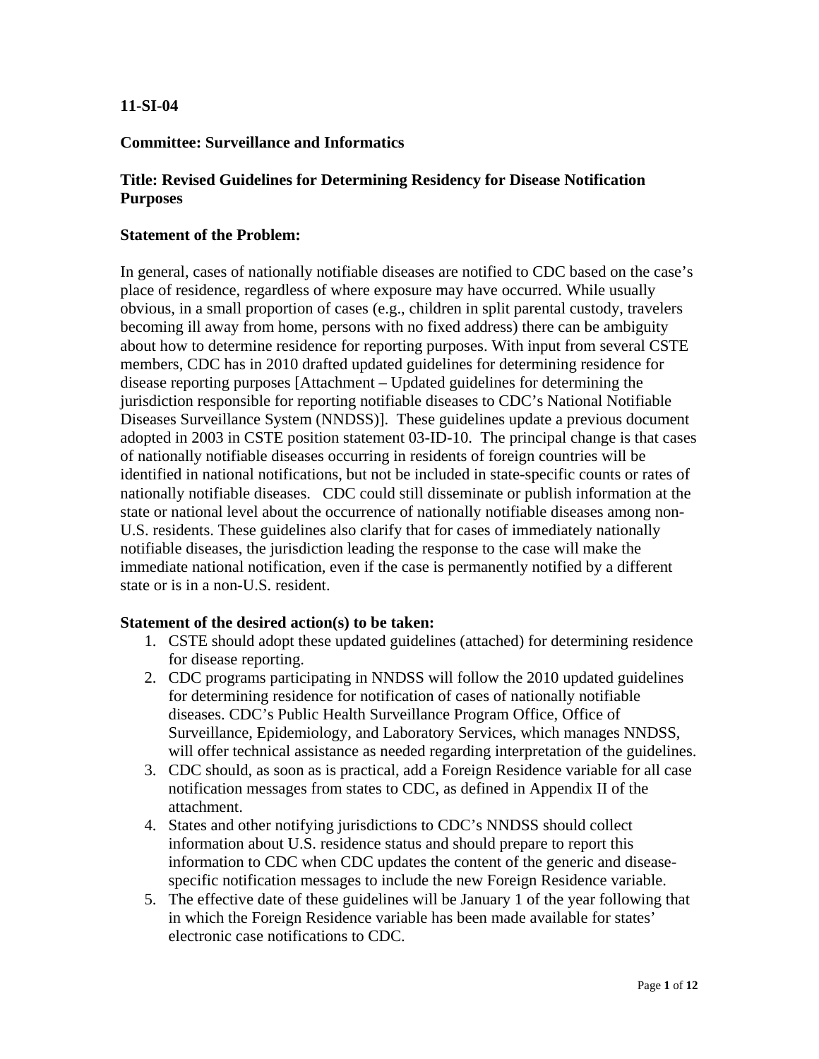**11-SI-04**

**Committee: Surveillance and Informatics**

**Title: Revised Guidelines for Determining Residency for Disease Notification Purposes**

**Statement of the Problem:**

In general, cases of nationally notifiable diseases are notified to CDC based on the case's place of residence, regardless of where exposure may have occurred. While usually obvious, in a small proportion of cases (e.g., children in split parental custody, travelers becoming ill away from home, persons with no fixed address) there can be ambiguity about how to determine residence for reporting purposes. With input from several CSTE members, CDC has in 2010 drafted updated guidelines for determining residence for disease reporting purposes [Attachment – Updated guidelines for determining the jurisdiction responsible for reporting notifiable diseases to CDC's National Notifiable Diseases Surveillance System (NNDSS)]. These guidelines update a previous document adopted in 2003 in CSTE position statement 03-ID-10. The principal change is that cases of nationally notifiable diseases occurring in residents of foreign countries will be identified in national notifications, but not be included in state-specific counts or rates of nationally notifiable diseases. CDC could still disseminate or publish information at the state or national level about the occurrence of nationally notifiable diseases among non-U.S. residents. These guidelines also clarify that for cases of immediately nationally notifiable diseases, the jurisdiction leading the response to the case will make the immediate national notification, even if the case is permanently notified by a different state or is in a non-U.S. resident.

**Statement of the desired action(s) to be taken:**

1. CSTE should adopt these updated guidelines (attached) for determining residence for disease reporting.
2. CDC programs participating in NNDSS will follow the 2010 updated guidelines for determining residence for notification of cases of nationally notifiable diseases. CDC's Public Health Surveillance Program Office, Office of Surveillance, Epidemiology, and Laboratory Services, which manages NNDSS, will offer technical assistance as needed regarding interpretation of the guidelines.
3. CDC should, as soon as is practical, add a Foreign Residence variable for all case notification messages from states to CDC, as defined in Appendix II of the attachment.
4. States and other notifying jurisdictions to CDC's NNDSS should collect information about U.S. residence status and should prepare to report this information to CDC when CDC updates the content of the generic and disease-specific notification messages to include the new Foreign Residence variable.
5. The effective date of these guidelines will be January 1 of the year following that in which the Foreign Residence variable has been made available for states' electronic case notifications to CDC.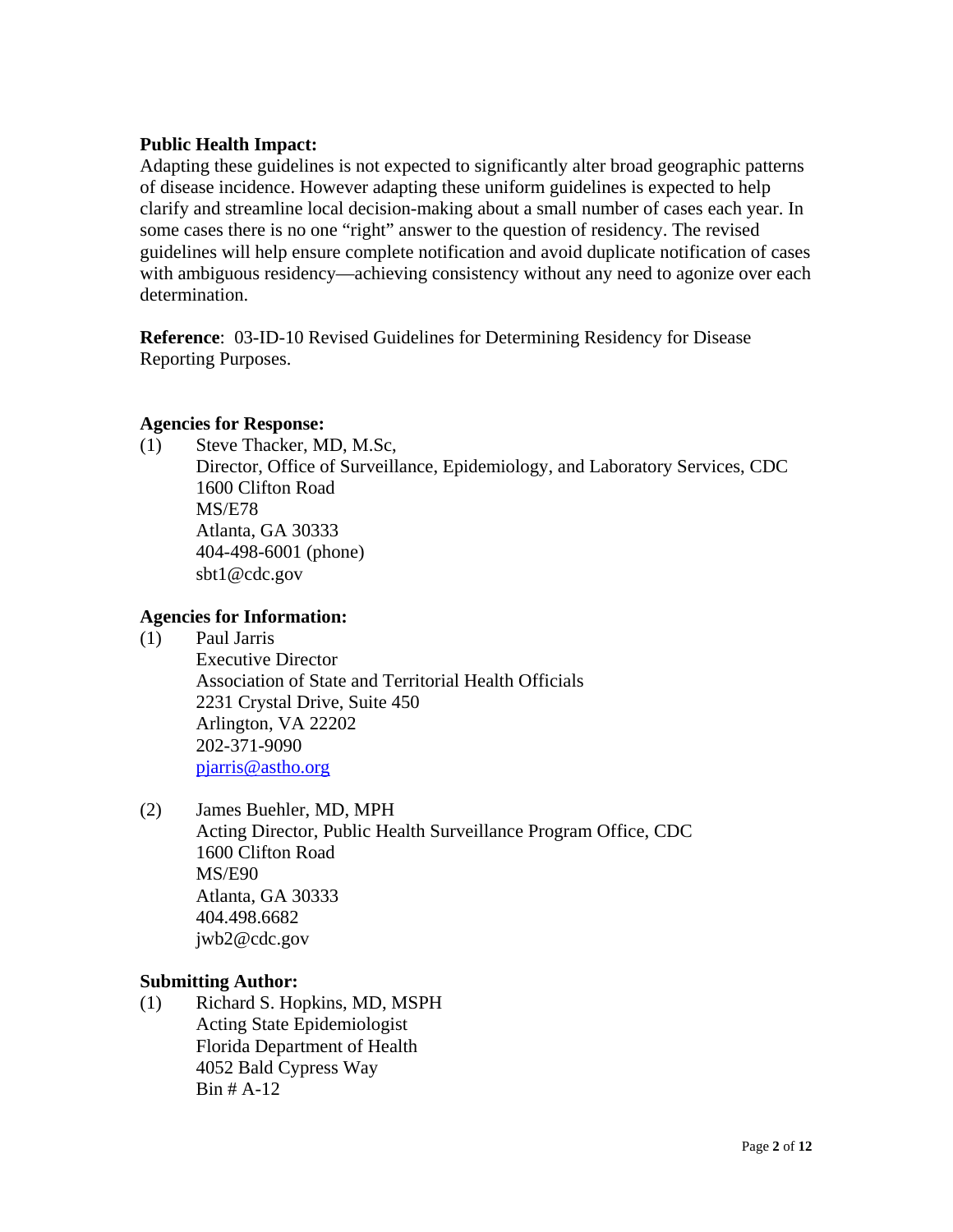**Public Health Impact:**

Adapting these guidelines is not expected to significantly alter broad geographic patterns of disease incidence. However adapting these uniform guidelines is expected to help clarify and streamline local decision-making about a small number of cases each year. In some cases there is no one "right" answer to the question of residency. The revised guidelines will help ensure complete notification and avoid duplicate notification of cases with ambiguous residency—achieving consistency without any need to agonize over each determination.

**Reference**: 03-ID-10 Revised Guidelines for Determining Residency for Disease Reporting Purposes.

**Agencies for Response:**

(1) Steve Thacker, MD, M.Sc,  
Director, Office of Surveillance, Epidemiology, and Laboratory Services, CDC  
1600 Clifton Road  
MS/E78  
Atlanta, GA 30333  
404-498-6001 (phone)  
sbt1@cdc.gov

**Agencies for Information:**

(1) Paul Jarris  
Executive Director  
Association of State and Territorial Health Officials  
2231 Crystal Drive, Suite 450  
Arlington, VA 22202  
202-371-9090  
pjarris@astho.org

(2) James Buehler, MD, MPH  
Acting Director, Public Health Surveillance Program Office, CDC  
1600 Clifton Road  
MS/E90  
Atlanta, GA 30333  
404.498.6682  
jwb2@cdc.gov

**Submitting Author:**

(1) Richard S. Hopkins, MD, MSPH  
Acting State Epidemiologist  
Florida Department of Health  
4052 Bald Cypress Way  
Bin # A-12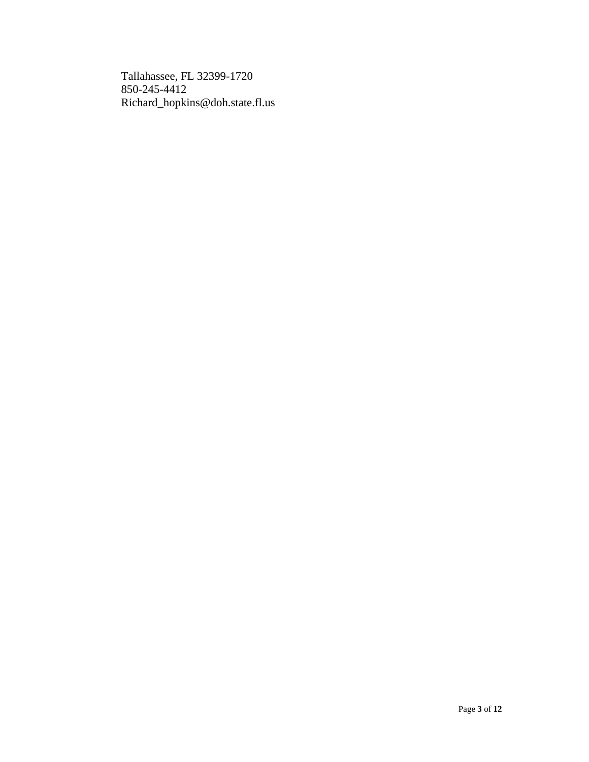Tallahassee, FL 32399-1720
850-245-4412
Richard_hopkins@doh.state.fl.us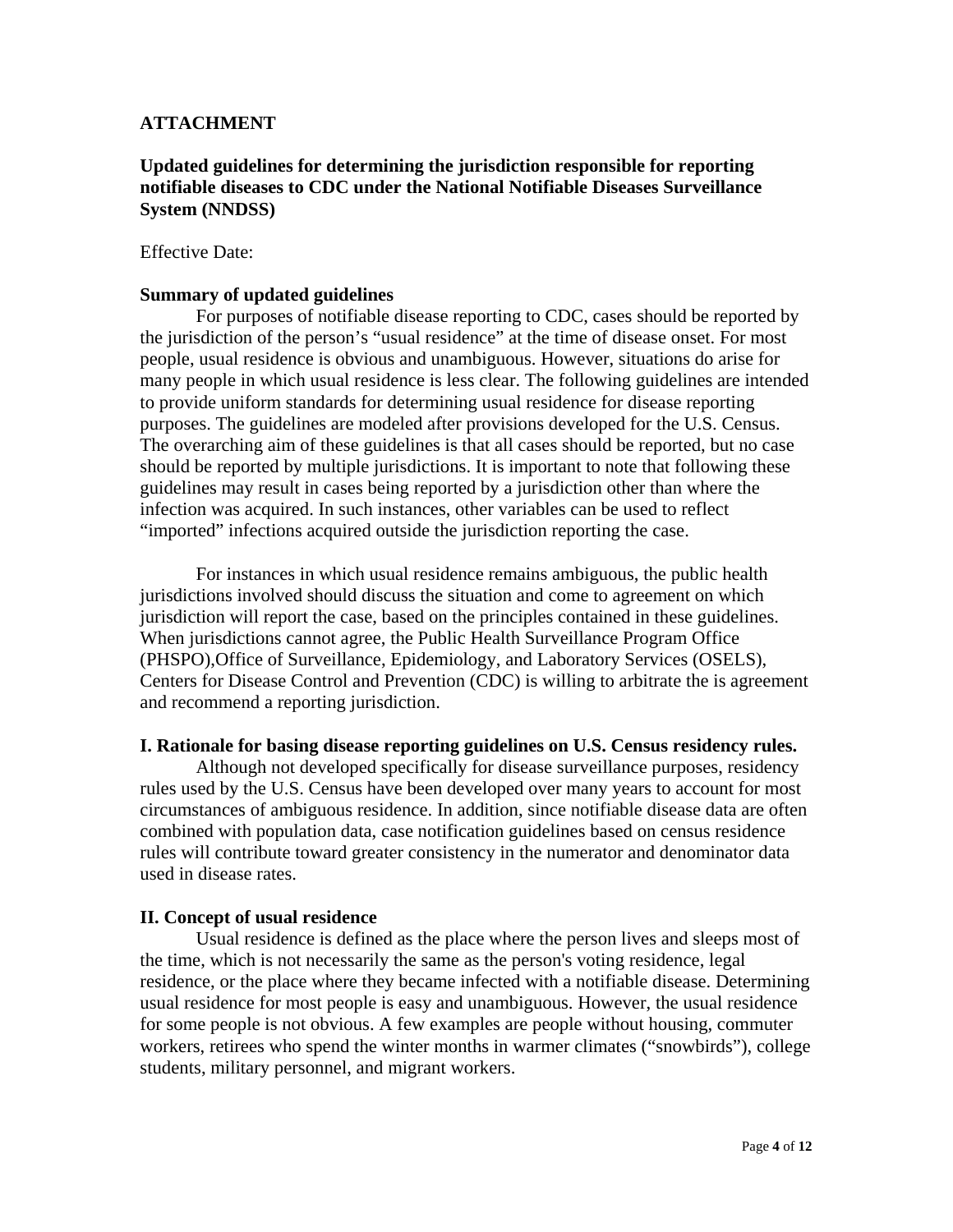**ATTACHMENT**

**Updated guidelines for determining the jurisdiction responsible for reporting notifiable diseases to CDC under the National Notifiable Diseases Surveillance System (NNDSS)**

Effective Date:

**Summary of updated guidelines**

For purposes of notifiable disease reporting to CDC, cases should be reported by the jurisdiction of the person's "usual residence" at the time of disease onset. For most people, usual residence is obvious and unambiguous. However, situations do arise for many people in which usual residence is less clear. The following guidelines are intended to provide uniform standards for determining usual residence for disease reporting purposes. The guidelines are modeled after provisions developed for the U.S. Census. The overarching aim of these guidelines is that all cases should be reported, but no case should be reported by multiple jurisdictions. It is important to note that following these guidelines may result in cases being reported by a jurisdiction other than where the infection was acquired. In such instances, other variables can be used to reflect "imported" infections acquired outside the jurisdiction reporting the case.

For instances in which usual residence remains ambiguous, the public health jurisdictions involved should discuss the situation and come to agreement on which jurisdiction will report the case, based on the principles contained in these guidelines. When jurisdictions cannot agree, the Public Health Surveillance Program Office (PHSPO),Office of Surveillance, Epidemiology, and Laboratory Services (OSELS), Centers for Disease Control and Prevention (CDC) is willing to arbitrate the is agreement and recommend a reporting jurisdiction.

**I. Rationale for basing disease reporting guidelines on U.S. Census residency rules.**

Although not developed specifically for disease surveillance purposes, residency rules used by the U.S. Census have been developed over many years to account for most circumstances of ambiguous residence. In addition, since notifiable disease data are often combined with population data, case notification guidelines based on census residence rules will contribute toward greater consistency in the numerator and denominator data used in disease rates.

**II. Concept of usual residence**

Usual residence is defined as the place where the person lives and sleeps most of the time, which is not necessarily the same as the person's voting residence, legal residence, or the place where they became infected with a notifiable disease. Determining usual residence for most people is easy and unambiguous. However, the usual residence for some people is not obvious. A few examples are people without housing, commuter workers, retirees who spend the winter months in warmer climates ("snowbirds"), college students, military personnel, and migrant workers.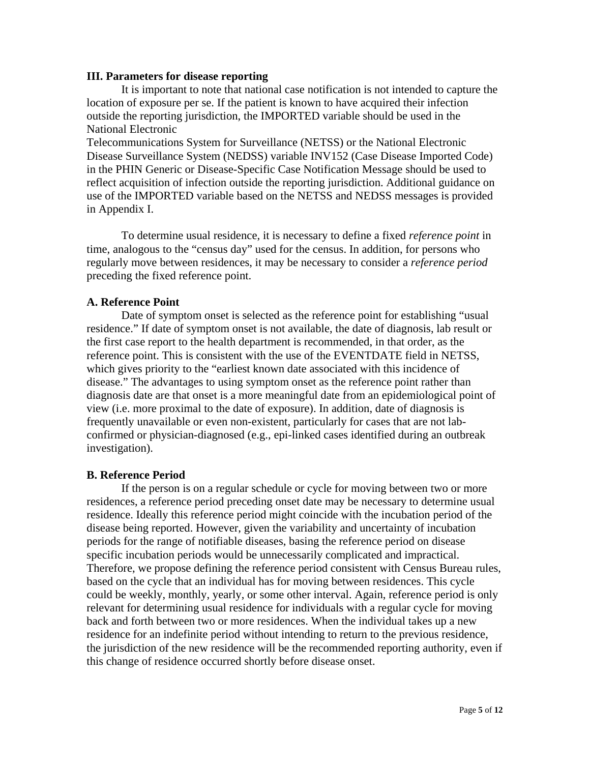### III. Parameters for disease reporting

It is important to note that national case notification is not intended to capture the location of exposure per se. If the patient is known to have acquired their infection outside the reporting jurisdiction, the IMPORTED variable should be used in the National Electronic Telecommunications System for Surveillance (NETSS) or the National Electronic Disease Surveillance System (NEDSS) variable INV152 (Case Disease Imported Code) in the PHIN Generic or Disease-Specific Case Notification Message should be used to reflect acquisition of infection outside the reporting jurisdiction. Additional guidance on use of the IMPORTED variable based on the NETSS and NEDSS messages is provided in Appendix I.

To determine usual residence, it is necessary to define a fixed *reference point* in time, analogous to the "census day" used for the census. In addition, for persons who regularly move between residences, it may be necessary to consider a *reference period* preceding the fixed reference point.

#### A. Reference Point

Date of symptom onset is selected as the reference point for establishing "usual residence." If date of symptom onset is not available, the date of diagnosis, lab result or the first case report to the health department is recommended, in that order, as the reference point. This is consistent with the use of the EVENTDATE field in NETSS, which gives priority to the "earliest known date associated with this incidence of disease." The advantages to using symptom onset as the reference point rather than diagnosis date are that onset is a more meaningful date from an epidemiological point of view (i.e. more proximal to the date of exposure). In addition, date of diagnosis is frequently unavailable or even non-existent, particularly for cases that are not lab-confirmed or physician-diagnosed (e.g., epi-linked cases identified during an outbreak investigation).

#### B. Reference Period

If the person is on a regular schedule or cycle for moving between two or more residences, a reference period preceding onset date may be necessary to determine usual residence. Ideally this reference period might coincide with the incubation period of the disease being reported. However, given the variability and uncertainty of incubation periods for the range of notifiable diseases, basing the reference period on disease specific incubation periods would be unnecessarily complicated and impractical. Therefore, we propose defining the reference period consistent with Census Bureau rules, based on the cycle that an individual has for moving between residences. This cycle could be weekly, monthly, yearly, or some other interval. Again, reference period is only relevant for determining usual residence for individuals with a regular cycle for moving back and forth between two or more residences. When the individual takes up a new residence for an indefinite period without intending to return to the previous residence, the jurisdiction of the new residence will be the recommended reporting authority, even if this change of residence occurred shortly before disease onset.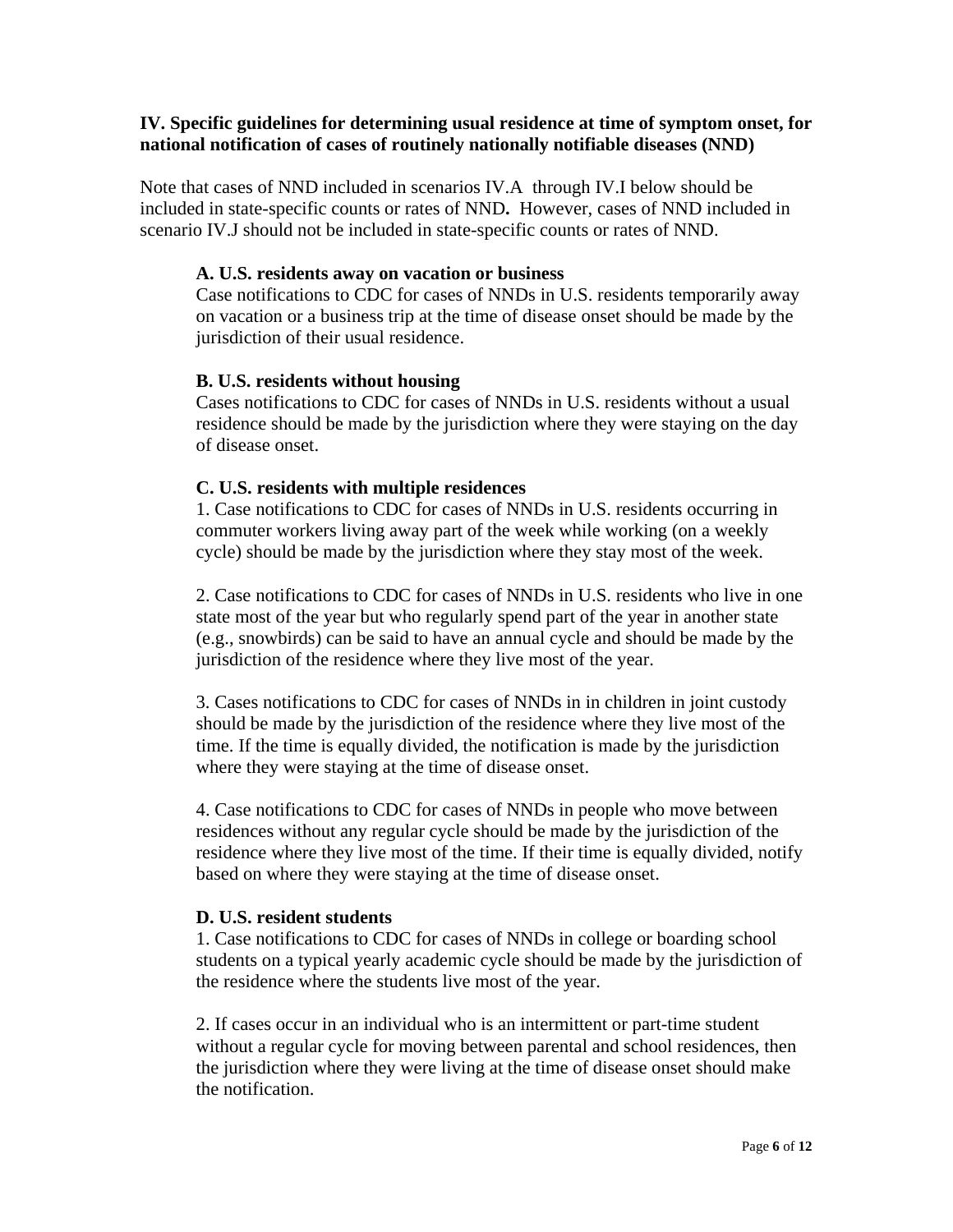### IV. Specific guidelines for determining usual residence at time of symptom onset, for national notification of cases of routinely nationally notifiable diseases (NND)

Note that cases of NND included in scenarios IV.A through IV.I below should be included in state-specific counts or rates of NND**.** However, cases of NND included in scenario IV.J should not be included in state-specific counts or rates of NND.

**A. U.S. residents away on vacation or business**

Case notifications to CDC for cases of NNDs in U.S. residents temporarily away on vacation or a business trip at the time of disease onset should be made by the jurisdiction of their usual residence.

**B. U.S. residents without housing**

Cases notifications to CDC for cases of NNDs in U.S. residents without a usual residence should be made by the jurisdiction where they were staying on the day of disease onset.

**C. U.S. residents with multiple residences**

1. Case notifications to CDC for cases of NNDs in U.S. residents occurring in commuter workers living away part of the week while working (on a weekly cycle) should be made by the jurisdiction where they stay most of the week.

2. Case notifications to CDC for cases of NNDs in U.S. residents who live in one state most of the year but who regularly spend part of the year in another state (e.g., snowbirds) can be said to have an annual cycle and should be made by the jurisdiction of the residence where they live most of the year.

3. Cases notifications to CDC for cases of NNDs in in children in joint custody should be made by the jurisdiction of the residence where they live most of the time. If the time is equally divided, the notification is made by the jurisdiction where they were staying at the time of disease onset.

4. Case notifications to CDC for cases of NNDs in people who move between residences without any regular cycle should be made by the jurisdiction of the residence where they live most of the time. If their time is equally divided, notify based on where they were staying at the time of disease onset.

**D. U.S. resident students**

1. Case notifications to CDC for cases of NNDs in college or boarding school students on a typical yearly academic cycle should be made by the jurisdiction of the residence where the students live most of the year.

2. If cases occur in an individual who is an intermittent or part-time student without a regular cycle for moving between parental and school residences, then the jurisdiction where they were living at the time of disease onset should make the notification.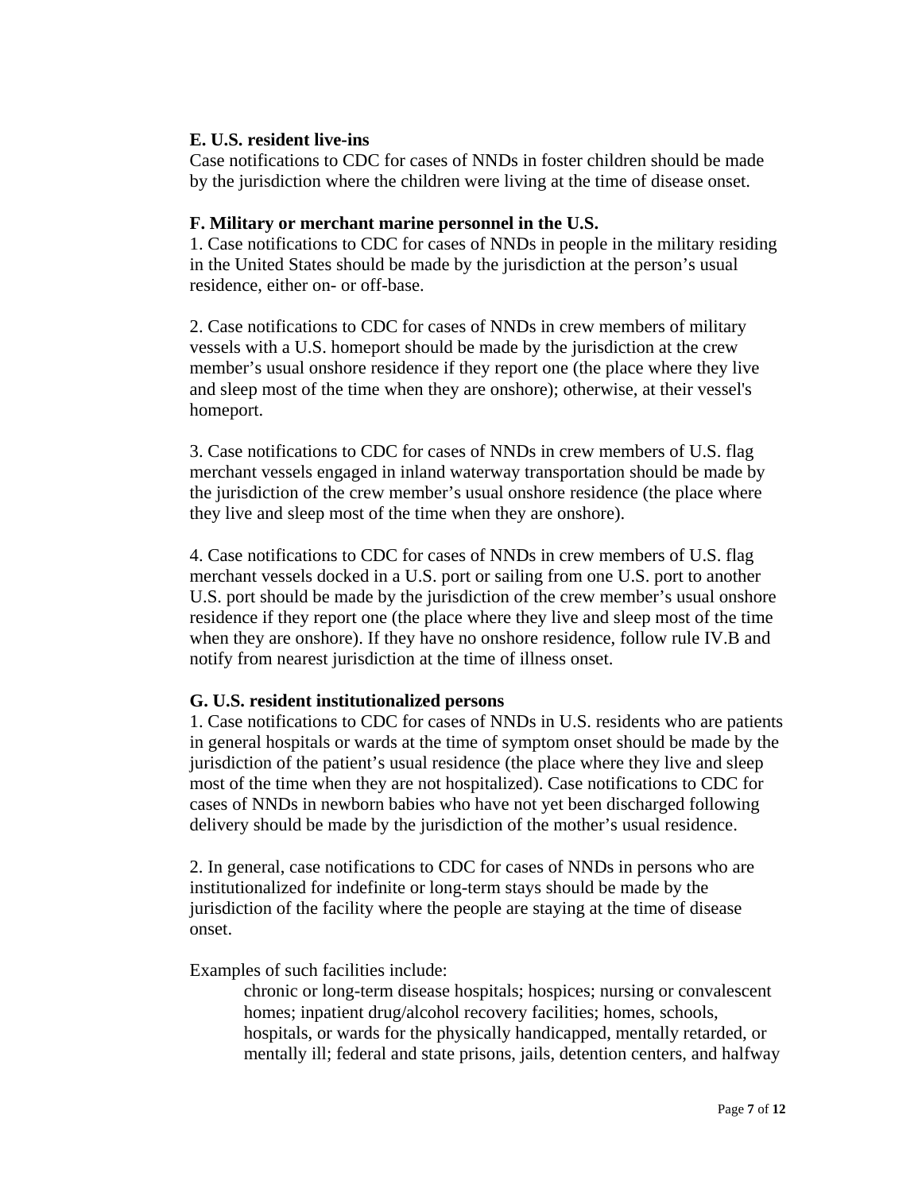**E. U.S. resident live-ins**

Case notifications to CDC for cases of NNDs in foster children should be made by the jurisdiction where the children were living at the time of disease onset.

**F. Military or merchant marine personnel in the U.S.**

1. Case notifications to CDC for cases of NNDs in people in the military residing in the United States should be made by the jurisdiction at the person's usual residence, either on- or off-base.

2. Case notifications to CDC for cases of NNDs in crew members of military vessels with a U.S. homeport should be made by the jurisdiction at the crew member's usual onshore residence if they report one (the place where they live and sleep most of the time when they are onshore); otherwise, at their vessel's homeport.

3. Case notifications to CDC for cases of NNDs in crew members of U.S. flag merchant vessels engaged in inland waterway transportation should be made by the jurisdiction of the crew member's usual onshore residence (the place where they live and sleep most of the time when they are onshore).

4. Case notifications to CDC for cases of NNDs in crew members of U.S. flag merchant vessels docked in a U.S. port or sailing from one U.S. port to another U.S. port should be made by the jurisdiction of the crew member's usual onshore residence if they report one (the place where they live and sleep most of the time when they are onshore). If they have no onshore residence, follow rule IV.B and notify from nearest jurisdiction at the time of illness onset.

**G. U.S. resident institutionalized persons**

1. Case notifications to CDC for cases of NNDs in U.S. residents who are patients in general hospitals or wards at the time of symptom onset should be made by the jurisdiction of the patient's usual residence (the place where they live and sleep most of the time when they are not hospitalized). Case notifications to CDC for cases of NNDs in newborn babies who have not yet been discharged following delivery should be made by the jurisdiction of the mother's usual residence.

2. In general, case notifications to CDC for cases of NNDs in persons who are institutionalized for indefinite or long-term stays should be made by the jurisdiction of the facility where the people are staying at the time of disease onset.

Examples of such facilities include:

> chronic or long-term disease hospitals; hospices; nursing or convalescent homes; inpatient drug/alcohol recovery facilities; homes, schools, hospitals, or wards for the physically handicapped, mentally retarded, or mentally ill; federal and state prisons, jails, detention centers, and halfway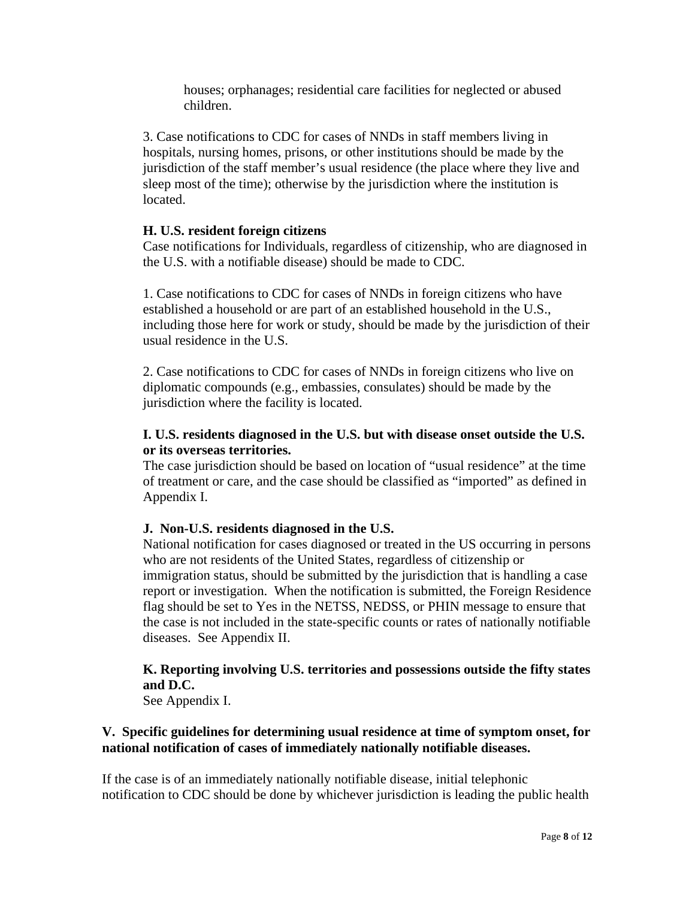houses; orphanages; residential care facilities for neglected or abused children.

3. Case notifications to CDC for cases of NNDs in staff members living in hospitals, nursing homes, prisons, or other institutions should be made by the jurisdiction of the staff member's usual residence (the place where they live and sleep most of the time); otherwise by the jurisdiction where the institution is located.

**H. U.S. resident foreign citizens**

Case notifications for Individuals, regardless of citizenship, who are diagnosed in the U.S. with a notifiable disease) should be made to CDC.

1. Case notifications to CDC for cases of NNDs in foreign citizens who have established a household or are part of an established household in the U.S., including those here for work or study, should be made by the jurisdiction of their usual residence in the U.S.

2. Case notifications to CDC for cases of NNDs in foreign citizens who live on diplomatic compounds (e.g., embassies, consulates) should be made by the jurisdiction where the facility is located.

**I. U.S. residents diagnosed in the U.S. but with disease onset outside the U.S. or its overseas territories.**

The case jurisdiction should be based on location of "usual residence" at the time of treatment or care, and the case should be classified as "imported" as defined in Appendix I.

**J. Non-U.S. residents diagnosed in the U.S.**

National notification for cases diagnosed or treated in the US occurring in persons who are not residents of the United States, regardless of citizenship or immigration status, should be submitted by the jurisdiction that is handling a case report or investigation. When the notification is submitted, the Foreign Residence flag should be set to Yes in the NETSS, NEDSS, or PHIN message to ensure that the case is not included in the state-specific counts or rates of nationally notifiable diseases. See Appendix II.

**K. Reporting involving U.S. territories and possessions outside the fifty states and D.C.**

See Appendix I.

## V. Specific guidelines for determining usual residence at time of symptom onset, for national notification of cases of immediately nationally notifiable diseases.

If the case is of an immediately nationally notifiable disease, initial telephonic notification to CDC should be done by whichever jurisdiction is leading the public health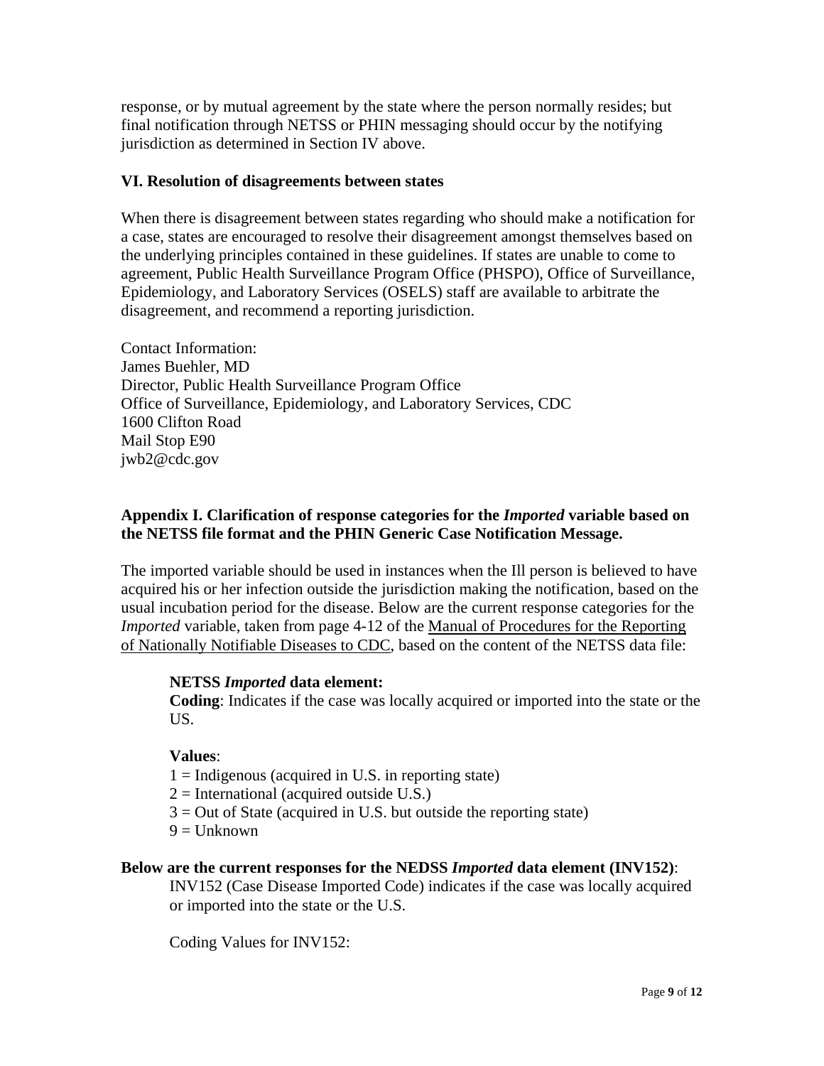response, or by mutual agreement by the state where the person normally resides; but final notification through NETSS or PHIN messaging should occur by the notifying jurisdiction as determined in Section IV above.

### VI. Resolution of disagreements between states

When there is disagreement between states regarding who should make a notification for a case, states are encouraged to resolve their disagreement amongst themselves based on the underlying principles contained in these guidelines. If states are unable to come to agreement, Public Health Surveillance Program Office (PHSPO), Office of Surveillance, Epidemiology, and Laboratory Services (OSELS) staff are available to arbitrate the disagreement, and recommend a reporting jurisdiction.

Contact Information:
James Buehler, MD
Director, Public Health Surveillance Program Office
Office of Surveillance, Epidemiology, and Laboratory Services, CDC
1600 Clifton Road
Mail Stop E90
jwb2@cdc.gov

### Appendix I. Clarification of response categories for the *Imported* variable based on the NETSS file format and the PHIN Generic Case Notification Message.

The imported variable should be used in instances when the Ill person is believed to have acquired his or her infection outside the jurisdiction making the notification, based on the usual incubation period for the disease. Below are the current response categories for the *Imported* variable, taken from page 4-12 of the Manual of Procedures for the Reporting of Nationally Notifiable Diseases to CDC, based on the content of the NETSS data file:

> **NETSS *Imported* data element:**
> **Coding**: Indicates if the case was locally acquired or imported into the state or the US.
>
> **Values**:
> 1 = Indigenous (acquired in U.S. in reporting state)
> 2 = International (acquired outside U.S.)
> 3 = Out of State (acquired in U.S. but outside the reporting state)
> 9 = Unknown

**Below are the current responses for the NEDSS *Imported* data element (INV152)**:

> INV152 (Case Disease Imported Code) indicates if the case was locally acquired or imported into the state or the U.S.
>
> Coding Values for INV152: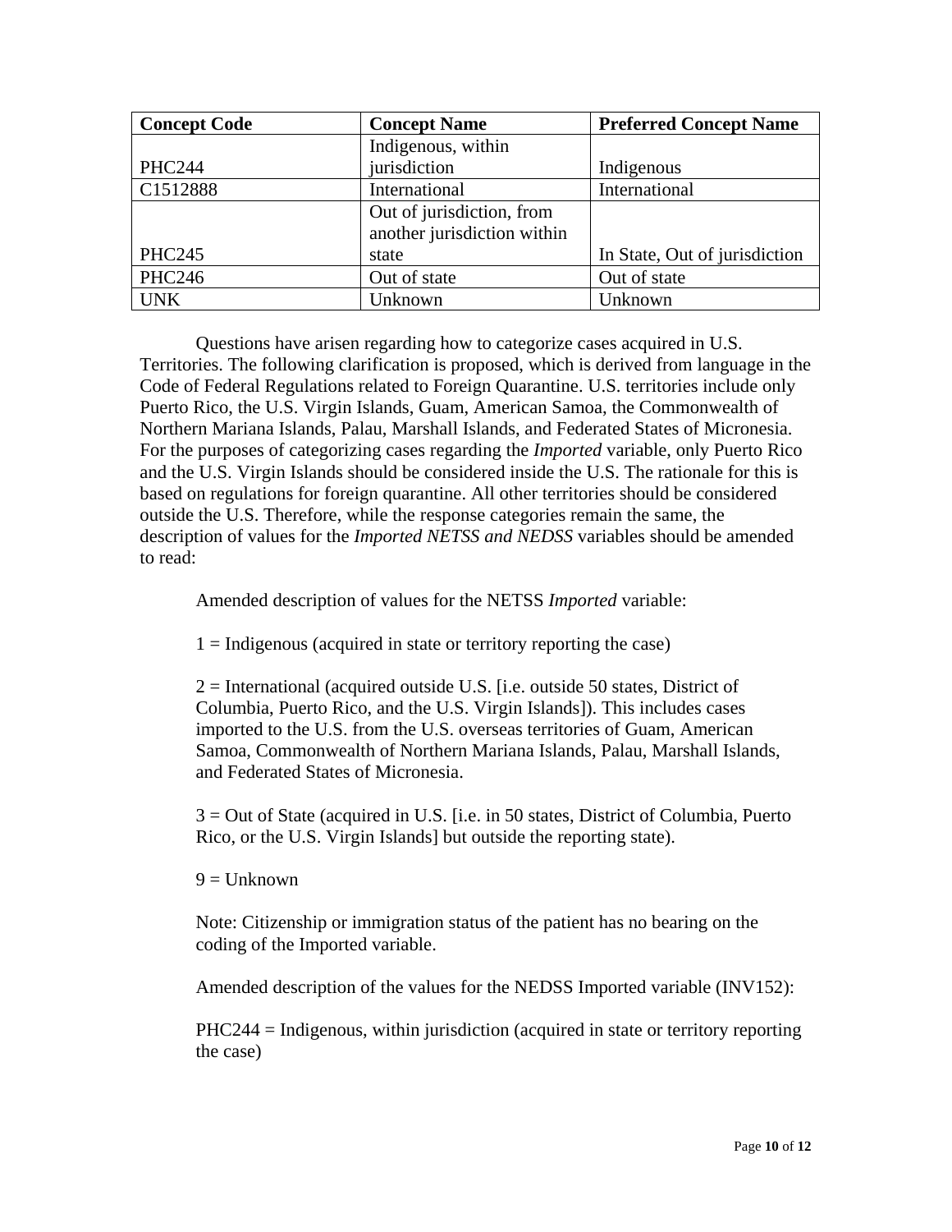| Concept Code | Concept Name | Preferred Concept Name |
|---|---|---|
| PHC244 | Indigenous, within jurisdiction | Indigenous |
| C1512888 | International | International |
| PHC245 | Out of jurisdiction, from another jurisdiction within state | In State, Out of jurisdiction |
| PHC246 | Out of state | Out of state |
| UNK | Unknown | Unknown |

Questions have arisen regarding how to categorize cases acquired in U.S. Territories. The following clarification is proposed, which is derived from language in the Code of Federal Regulations related to Foreign Quarantine. U.S. territories include only Puerto Rico, the U.S. Virgin Islands, Guam, American Samoa, the Commonwealth of Northern Mariana Islands, Palau, Marshall Islands, and Federated States of Micronesia. For the purposes of categorizing cases regarding the *Imported* variable, only Puerto Rico and the U.S. Virgin Islands should be considered inside the U.S. The rationale for this is based on regulations for foreign quarantine. All other territories should be considered outside the U.S. Therefore, while the response categories remain the same, the description of values for the *Imported NETSS and NEDSS* variables should be amended to read:

Amended description of values for the NETSS *Imported* variable:

1 = Indigenous (acquired in state or territory reporting the case)

2 = International (acquired outside U.S. [i.e. outside 50 states, District of Columbia, Puerto Rico, and the U.S. Virgin Islands]). This includes cases imported to the U.S. from the U.S. overseas territories of Guam, American Samoa, Commonwealth of Northern Mariana Islands, Palau, Marshall Islands, and Federated States of Micronesia.

3 = Out of State (acquired in U.S. [i.e. in 50 states, District of Columbia, Puerto Rico, or the U.S. Virgin Islands] but outside the reporting state).

9 = Unknown

Note: Citizenship or immigration status of the patient has no bearing on the coding of the Imported variable.

Amended description of the values for the NEDSS Imported variable (INV152):

PHC244 = Indigenous, within jurisdiction (acquired in state or territory reporting the case)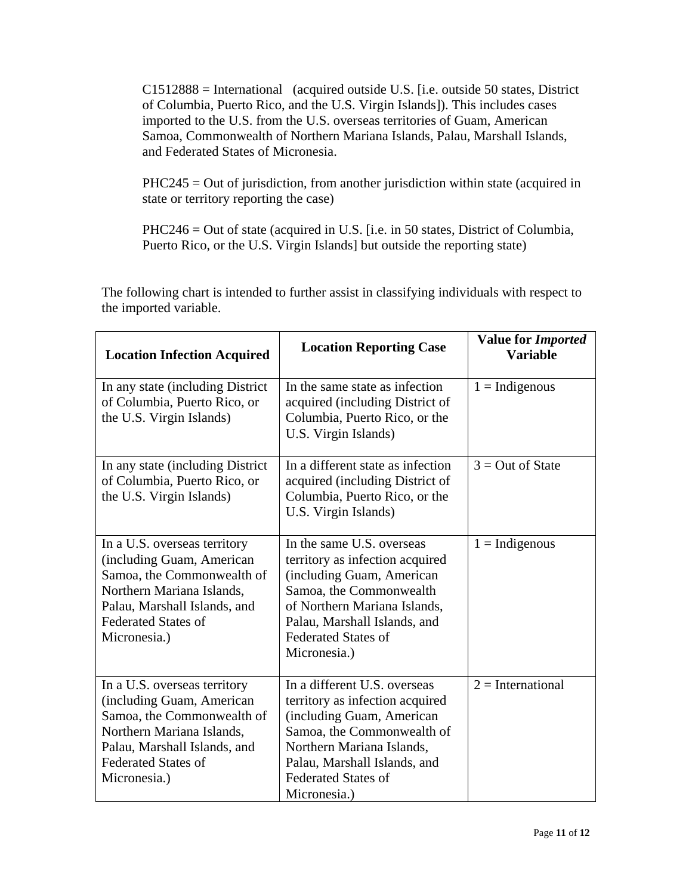C1512888 = International (acquired outside U.S. [i.e. outside 50 states, District of Columbia, Puerto Rico, and the U.S. Virgin Islands]). This includes cases imported to the U.S. from the U.S. overseas territories of Guam, American Samoa, Commonwealth of Northern Mariana Islands, Palau, Marshall Islands, and Federated States of Micronesia.

PHC245 = Out of jurisdiction, from another jurisdiction within state (acquired in state or territory reporting the case)

PHC246 = Out of state (acquired in U.S. [i.e. in 50 states, District of Columbia, Puerto Rico, or the U.S. Virgin Islands] but outside the reporting state)

The following chart is intended to further assist in classifying individuals with respect to the imported variable.

| **Location Infection Acquired** | **Location Reporting Case** | **Value for *Imported* Variable** |
|---|---|---|
| In any state (including District of Columbia, Puerto Rico, or the U.S. Virgin Islands) | In the same state as infection acquired (including District of Columbia, Puerto Rico, or the U.S. Virgin Islands) | 1 = Indigenous |
| In any state (including District of Columbia, Puerto Rico, or the U.S. Virgin Islands) | In a different state as infection acquired (including District of Columbia, Puerto Rico, or the U.S. Virgin Islands) | 3 = Out of State |
| In a U.S. overseas territory (including Guam, American Samoa, the Commonwealth of Northern Mariana Islands, Palau, Marshall Islands, and Federated States of Micronesia.) | In the same U.S. overseas territory as infection acquired (including Guam, American Samoa, the Commonwealth of Northern Mariana Islands, Palau, Marshall Islands, and Federated States of Micronesia.) | 1 = Indigenous |
| In a U.S. overseas territory (including Guam, American Samoa, the Commonwealth of Northern Mariana Islands, Palau, Marshall Islands, and Federated States of Micronesia.) | In a different U.S. overseas territory as infection acquired (including Guam, American Samoa, the Commonwealth of Northern Mariana Islands, Palau, Marshall Islands, and Federated States of Micronesia.) | 2 = International |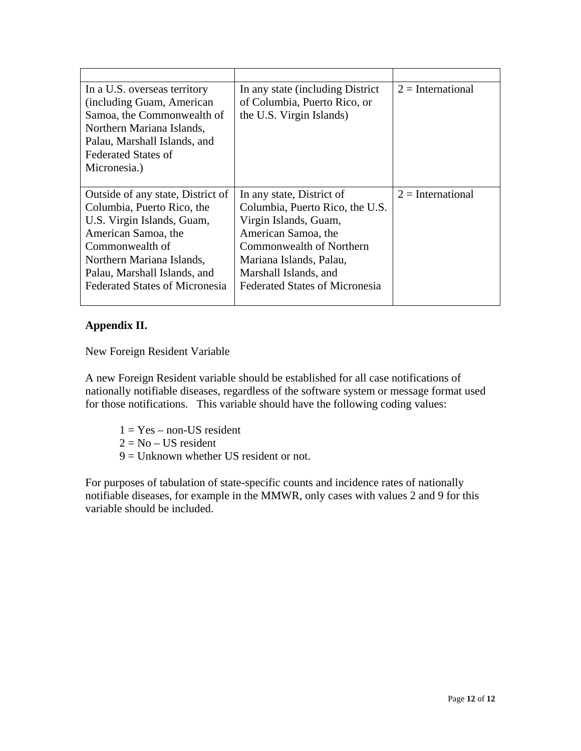| | | |
|---|---|---|
| In a U.S. overseas territory (including Guam, American Samoa, the Commonwealth of Northern Mariana Islands, Palau, Marshall Islands, and Federated States of Micronesia.) | In any state (including District of Columbia, Puerto Rico, or the U.S. Virgin Islands) | 2 = International |
| Outside of any state, District of Columbia, Puerto Rico, the U.S. Virgin Islands, Guam, American Samoa, the Commonwealth of Northern Mariana Islands, Palau, Marshall Islands, and Federated States of Micronesia | In any state, District of Columbia, Puerto Rico, the U.S. Virgin Islands, Guam, American Samoa, the Commonwealth of Northern Mariana Islands, Palau, Marshall Islands, and Federated States of Micronesia | 2 = International |

**Appendix II.**

New Foreign Resident Variable

A new Foreign Resident variable should be established for all case notifications of nationally notifiable diseases, regardless of the software system or message format used for those notifications. This variable should have the following coding values:

1 = Yes – non-US resident
2 = No – US resident
9 = Unknown whether US resident or not.

For purposes of tabulation of state-specific counts and incidence rates of nationally notifiable diseases, for example in the MMWR, only cases with values 2 and 9 for this variable should be included.